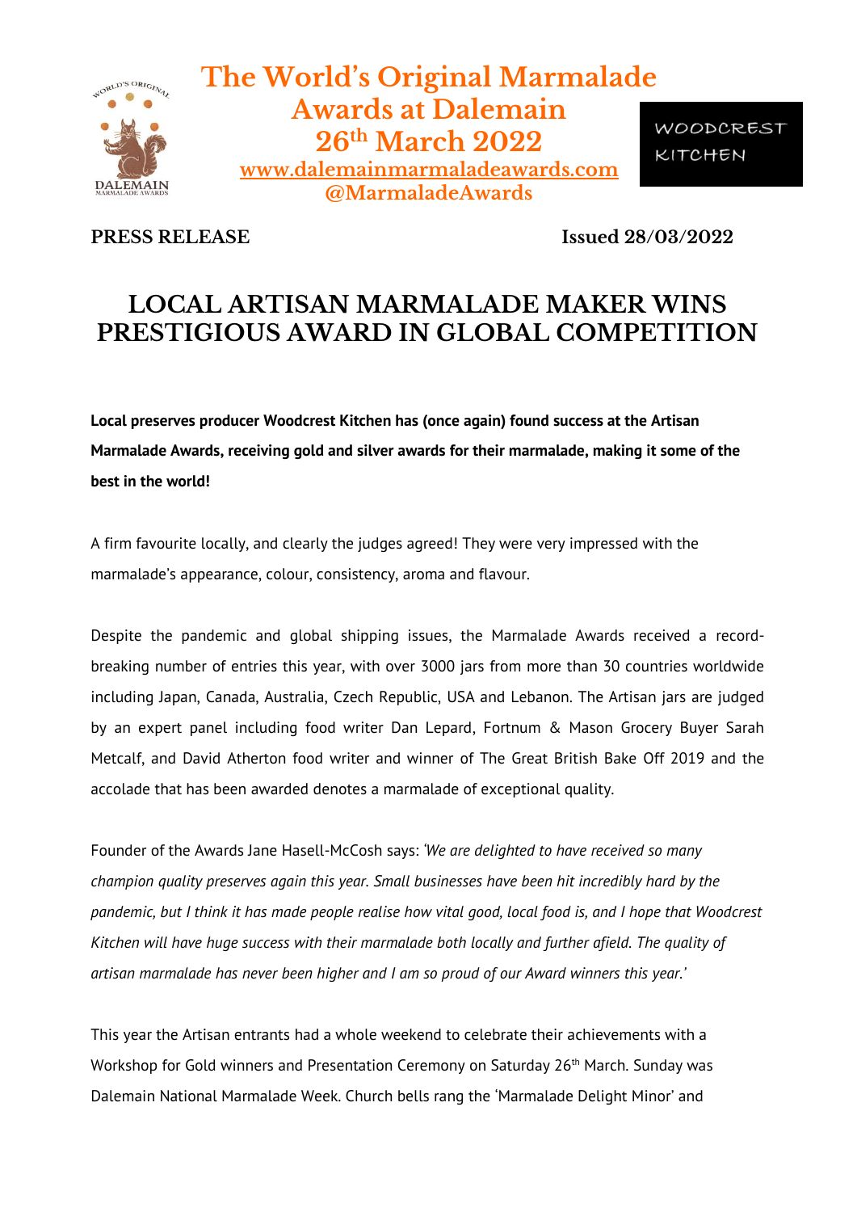# The World's Original Marmalade Awards at Dalemain 26th March 2022

www.dalemainmarmaladeawards.com

@MarmaladeAwards

WOODCREST KITCHEN

**PRESS RELEASE** **Issued 28/03/2022**

## LOCAL ARTISAN MARMALADE MAKER WINS PRESTIGIOUS AWARD IN GLOBAL COMPETITION

**Local preserves producer Woodcrest Kitchen has (once again) found success at the Artisan Marmalade Awards, receiving gold and silver awards for their marmalade, making it some of the best in the world!**

A firm favourite locally, and clearly the judges agreed! They were very impressed with the marmalade's appearance, colour, consistency, aroma and flavour.

Despite the pandemic and global shipping issues, the Marmalade Awards received a record-breaking number of entries this year, with over 3000 jars from more than 30 countries worldwide including Japan, Canada, Australia, Czech Republic, USA and Lebanon. The Artisan jars are judged by an expert panel including food writer Dan Lepard, Fortnum & Mason Grocery Buyer Sarah Metcalf, and David Atherton food writer and winner of The Great British Bake Off 2019 and the accolade that has been awarded denotes a marmalade of exceptional quality.

Founder of the Awards Jane Hasell-McCosh says: *'We are delighted to have received so many champion quality preserves again this year. Small businesses have been hit incredibly hard by the pandemic, but I think it has made people realise how vital good, local food is, and I hope that Woodcrest Kitchen will have huge success with their marmalade both locally and further afield. The quality of artisan marmalade has never been higher and I am so proud of our Award winners this year.'*

This year the Artisan entrants had a whole weekend to celebrate their achievements with a Workshop for Gold winners and Presentation Ceremony on Saturday 26th March. Sunday was Dalemain National Marmalade Week. Church bells rang the 'Marmalade Delight Minor' and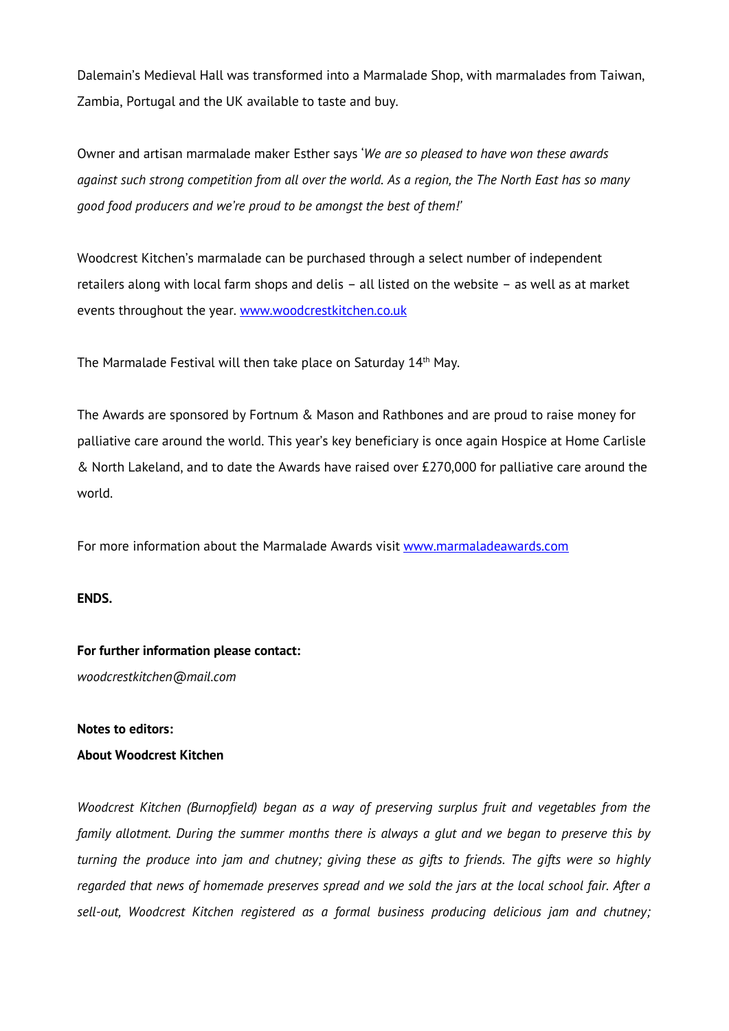Dalemain's Medieval Hall was transformed into a Marmalade Shop, with marmalades from Taiwan, Zambia, Portugal and the UK available to taste and buy.

Owner and artisan marmalade maker Esther says '*We are so pleased to have won these awards against such strong competition from all over the world. As a region, the The North East has so many good food producers and we're proud to be amongst the best of them!*'

Woodcrest Kitchen's marmalade can be purchased through a select number of independent retailers along with local farm shops and delis – all listed on the website – as well as at market events throughout the year. [www.woodcrestkitchen.co.uk](www.woodcrestkitchen.co.uk)

The Marmalade Festival will then take place on Saturday 14th May.

The Awards are sponsored by Fortnum & Mason and Rathbones and are proud to raise money for palliative care around the world. This year's key beneficiary is once again Hospice at Home Carlisle & North Lakeland, and to date the Awards have raised over £270,000 for palliative care around the world.

For more information about the Marmalade Awards visit [www.marmaladeawards.com](www.marmaladeawards.com)

**ENDS.**

**For further information please contact:**
*woodcrestkitchen@mail.com*

**Notes to editors:**
**About Woodcrest Kitchen**

*Woodcrest Kitchen (Burnopfield) began as a way of preserving surplus fruit and vegetables from the family allotment. During the summer months there is always a glut and we began to preserve this by turning the produce into jam and chutney; giving these as gifts to friends. The gifts were so highly regarded that news of homemade preserves spread and we sold the jars at the local school fair. After a sell-out, Woodcrest Kitchen registered as a formal business producing delicious jam and chutney;*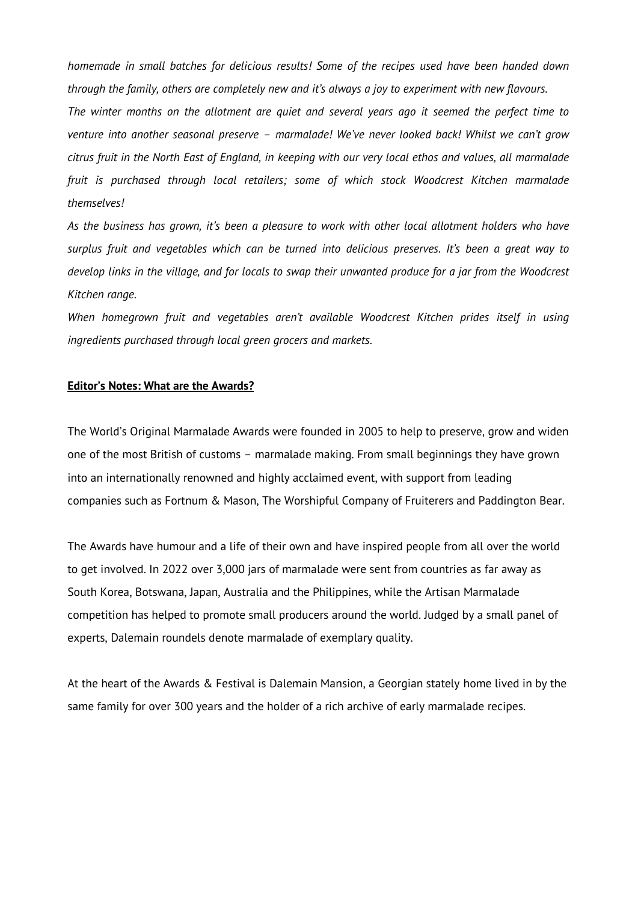*homemade in small batches for delicious results! Some of the recipes used have been handed down through the family, others are completely new and it's always a joy to experiment with new flavours.*

*The winter months on the allotment are quiet and several years ago it seemed the perfect time to venture into another seasonal preserve – marmalade! We've never looked back! Whilst we can't grow citrus fruit in the North East of England, in keeping with our very local ethos and values, all marmalade fruit is purchased through local retailers; some of which stock Woodcrest Kitchen marmalade themselves!*

*As the business has grown, it's been a pleasure to work with other local allotment holders who have surplus fruit and vegetables which can be turned into delicious preserves. It's been a great way to develop links in the village, and for locals to swap their unwanted produce for a jar from the Woodcrest Kitchen range.*

*When homegrown fruit and vegetables aren't available Woodcrest Kitchen prides itself in using ingredients purchased through local green grocers and markets.*

**Editor's Notes: What are the Awards?**

The World's Original Marmalade Awards were founded in 2005 to help to preserve, grow and widen one of the most British of customs – marmalade making. From small beginnings they have grown into an internationally renowned and highly acclaimed event, with support from leading companies such as Fortnum & Mason, The Worshipful Company of Fruiterers and Paddington Bear.

The Awards have humour and a life of their own and have inspired people from all over the world to get involved. In 2022 over 3,000 jars of marmalade were sent from countries as far away as South Korea, Botswana, Japan, Australia and the Philippines, while the Artisan Marmalade competition has helped to promote small producers around the world. Judged by a small panel of experts, Dalemain roundels denote marmalade of exemplary quality.

At the heart of the Awards & Festival is Dalemain Mansion, a Georgian stately home lived in by the same family for over 300 years and the holder of a rich archive of early marmalade recipes.